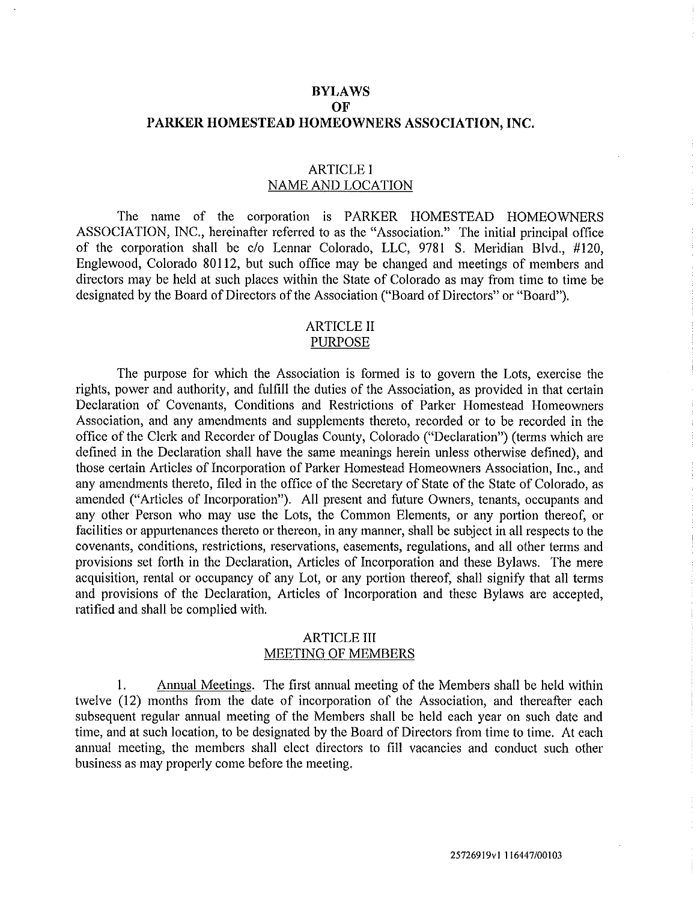# BYLAWS
# OF
# PARKER HOMESTEAD HOMEOWNERS ASSOCIATION, INC.

## ARTICLE I
## NAME AND LOCATION

The name of the corporation is PARKER HOMESTEAD HOMEOWNERS ASSOCIATION, INC., hereinafter referred to as the "Association." The initial principal office of the corporation shall be c/o Lennar Colorado, LLC, 9781 S. Meridian Blvd., #120, Englewood, Colorado 80112, but such office may be changed and meetings of members and directors may be held at such places within the State of Colorado as may from time to time be designated by the Board of Directors of the Association ("Board of Directors" or "Board").

## ARTICLE II
## PURPOSE

The purpose for which the Association is formed is to govern the Lots, exercise the rights, power and authority, and fulfill the duties of the Association, as provided in that certain Declaration of Covenants, Conditions and Restrictions of Parker Homestead Homeowners Association, and any amendments and supplements thereto, recorded or to be recorded in the office of the Clerk and Recorder of Douglas County, Colorado ("Declaration") (terms which are defined in the Declaration shall have the same meanings herein unless otherwise defined), and those certain Articles of Incorporation of Parker Homestead Homeowners Association, Inc., and any amendments thereto, filed in the office of the Secretary of State of the State of Colorado, as amended ("Articles of Incorporation"). All present and future Owners, tenants, occupants and any other Person who may use the Lots, the Common Elements, or any portion thereof, or facilities or appurtenances thereto or thereon, in any manner, shall be subject in all respects to the covenants, conditions, restrictions, reservations, easements, regulations, and all other terms and provisions set forth in the Declaration, Articles of Incorporation and these Bylaws. The mere acquisition, rental or occupancy of any Lot, or any portion thereof, shall signify that all terms and provisions of the Declaration, Articles of Incorporation and these Bylaws are accepted, ratified and shall be complied with.

## ARTICLE III
## MEETING OF MEMBERS

1. Annual Meetings. The first annual meeting of the Members shall be held within twelve (12) months from the date of incorporation of the Association, and thereafter each subsequent regular annual meeting of the Members shall be held each year on such date and time, and at such location, to be designated by the Board of Directors from time to time. At each annual meeting, the members shall elect directors to fill vacancies and conduct such other business as may properly come before the meeting.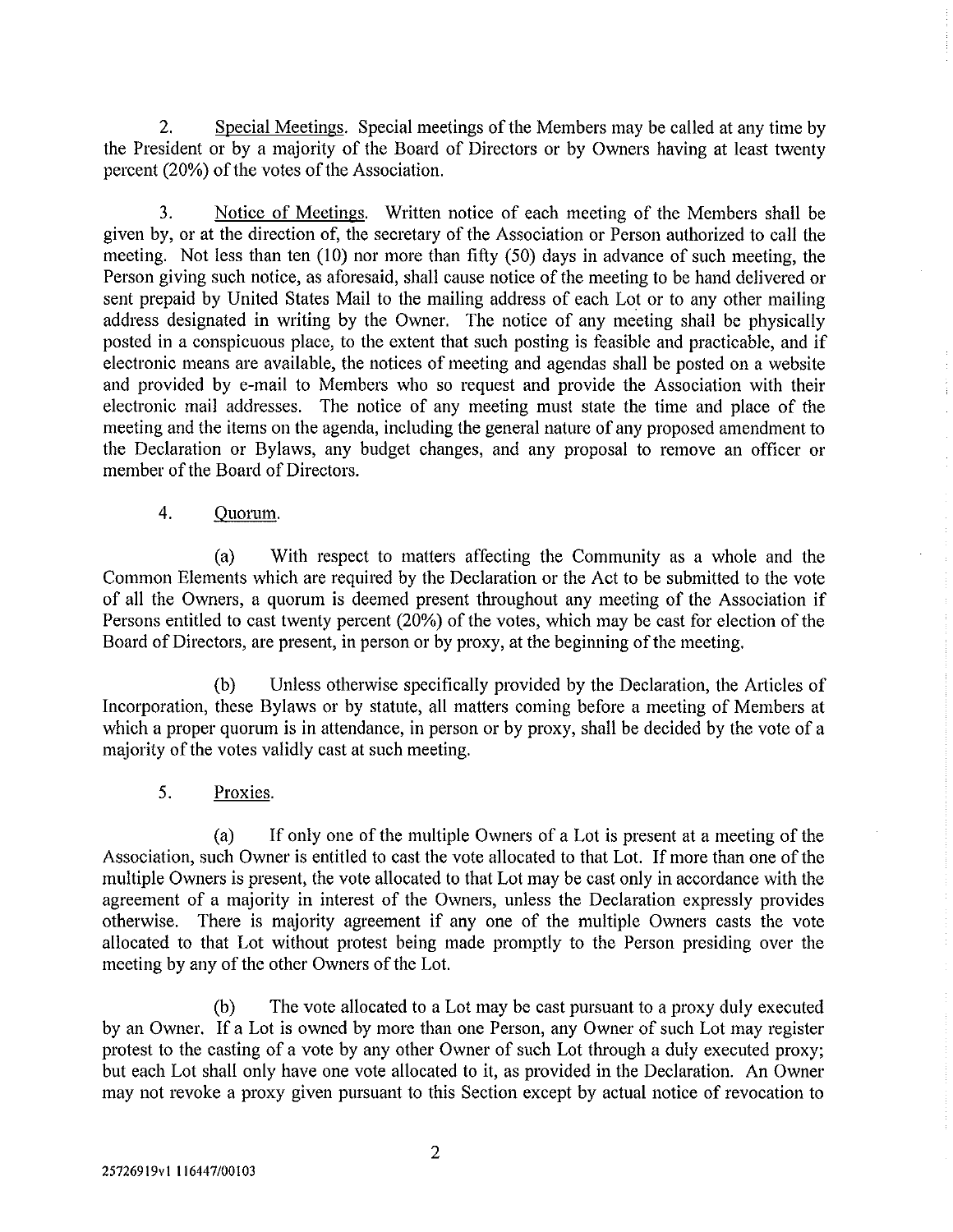2. Special Meetings. Special meetings of the Members may be called at any time by the President or by a majority of the Board of Directors or by Owners having at least twenty percent (20%) of the votes of the Association.

3. Notice of Meetings. Written notice of each meeting of the Members shall be given by, or at the direction of, the secretary of the Association or Person authorized to call the meeting. Not less than ten (10) nor more than fifty (50) days in advance of such meeting, the Person giving such notice, as aforesaid, shall cause notice of the meeting to be hand delivered or sent prepaid by United States Mail to the mailing address of each Lot or to any other mailing address designated in writing by the Owner. The notice of any meeting shall be physically posted in a conspicuous place, to the extent that such posting is feasible and practicable, and if electronic means are available, the notices of meeting and agendas shall be posted on a website and provided by e-mail to Members who so request and provide the Association with their electronic mail addresses. The notice of any meeting must state the time and place of the meeting and the items on the agenda, including the general nature of any proposed amendment to the Declaration or Bylaws, any budget changes, and any proposal to remove an officer or member of the Board of Directors.

4. Quorum.

(a) With respect to matters affecting the Community as a whole and the Common Elements which are required by the Declaration or the Act to be submitted to the vote of all the Owners, a quorum is deemed present throughout any meeting of the Association if Persons entitled to cast twenty percent (20%) of the votes, which may be cast for election of the Board of Directors, are present, in person or by proxy, at the beginning of the meeting.

(b) Unless otherwise specifically provided by the Declaration, the Articles of Incorporation, these Bylaws or by statute, all matters coming before a meeting of Members at which a proper quorum is in attendance, in person or by proxy, shall be decided by the vote of a majority of the votes validly cast at such meeting.

5. Proxies.

(a) If only one of the multiple Owners of a Lot is present at a meeting of the Association, such Owner is entitled to cast the vote allocated to that Lot. If more than one of the multiple Owners is present, the vote allocated to that Lot may be cast only in accordance with the agreement of a majority in interest of the Owners, unless the Declaration expressly provides otherwise. There is majority agreement if any one of the multiple Owners casts the vote allocated to that Lot without protest being made promptly to the Person presiding over the meeting by any of the other Owners of the Lot.

(b) The vote allocated to a Lot may be cast pursuant to a proxy duly executed by an Owner. If a Lot is owned by more than one Person, any Owner of such Lot may register protest to the casting of a vote by any other Owner of such Lot through a duly executed proxy; but each Lot shall only have one vote allocated to it, as provided in the Declaration. An Owner may not revoke a proxy given pursuant to this Section except by actual notice of revocation to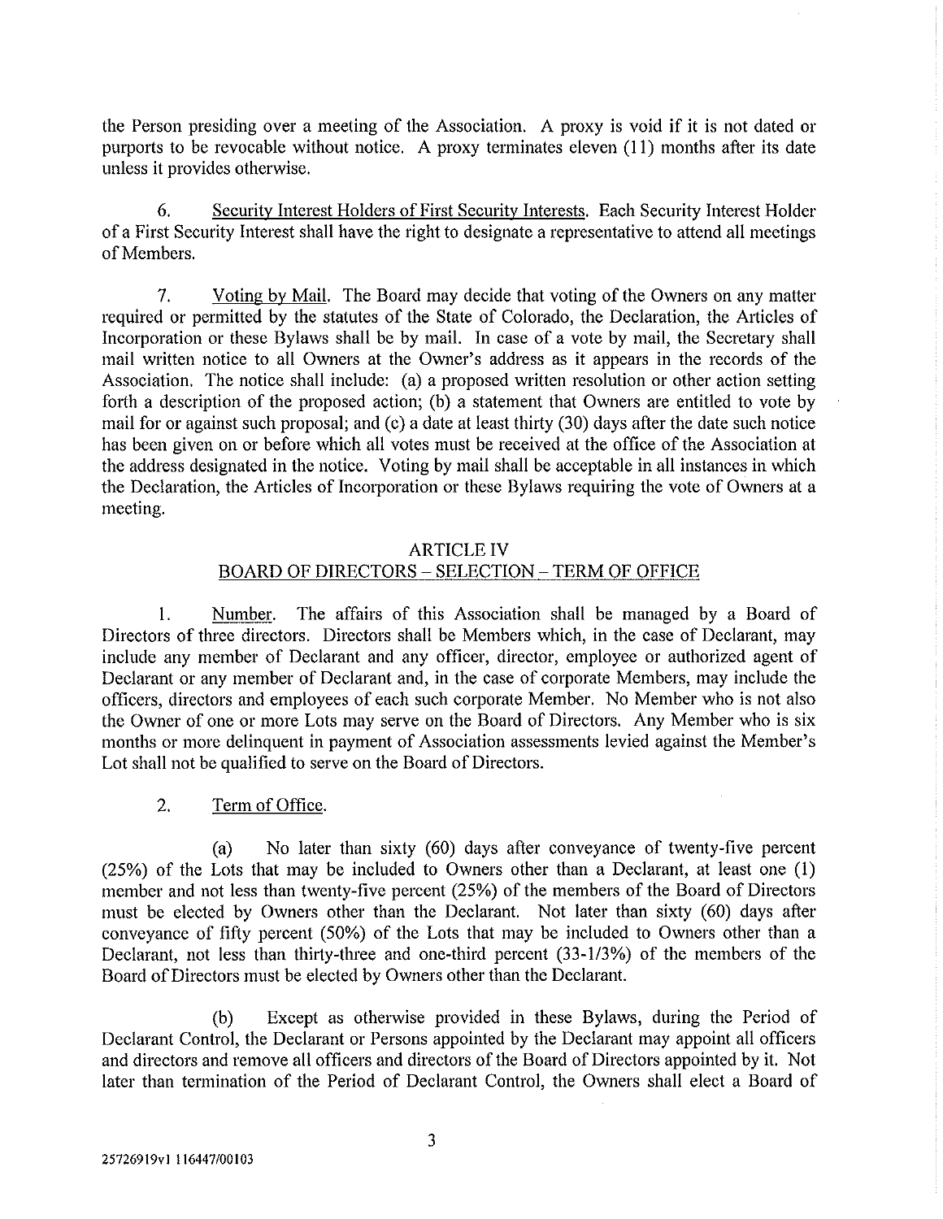the Person presiding over a meeting of the Association. A proxy is void if it is not dated or purports to be revocable without notice. A proxy terminates eleven (11) months after its date unless it provides otherwise.

6. Security Interest Holders of First Security Interests. Each Security Interest Holder of a First Security Interest shall have the right to designate a representative to attend all meetings of Members.

7. Voting by Mail. The Board may decide that voting of the Owners on any matter required or permitted by the statutes of the State of Colorado, the Declaration, the Articles of Incorporation or these Bylaws shall be by mail. In case of a vote by mail, the Secretary shall mail written notice to all Owners at the Owner's address as it appears in the records of the Association. The notice shall include: (a) a proposed written resolution or other action setting forth a description of the proposed action; (b) a statement that Owners are entitled to vote by mail for or against such proposal; and (c) a date at least thirty (30) days after the date such notice has been given on or before which all votes must be received at the office of the Association at the address designated in the notice. Voting by mail shall be acceptable in all instances in which the Declaration, the Articles of Incorporation or these Bylaws requiring the vote of Owners at a meeting.

## ARTICLE IV
## BOARD OF DIRECTORS – SELECTION – TERM OF OFFICE

1. Number. The affairs of this Association shall be managed by a Board of Directors of three directors. Directors shall be Members which, in the case of Declarant, may include any member of Declarant and any officer, director, employee or authorized agent of Declarant or any member of Declarant and, in the case of corporate Members, may include the officers, directors and employees of each such corporate Member. No Member who is not also the Owner of one or more Lots may serve on the Board of Directors. Any Member who is six months or more delinquent in payment of Association assessments levied against the Member's Lot shall not be qualified to serve on the Board of Directors.

2. Term of Office.

(a) No later than sixty (60) days after conveyance of twenty-five percent (25%) of the Lots that may be included to Owners other than a Declarant, at least one (1) member and not less than twenty-five percent (25%) of the members of the Board of Directors must be elected by Owners other than the Declarant. Not later than sixty (60) days after conveyance of fifty percent (50%) of the Lots that may be included to Owners other than a Declarant, not less than thirty-three and one-third percent (33-1/3%) of the members of the Board of Directors must be elected by Owners other than the Declarant.

(b) Except as otherwise provided in these Bylaws, during the Period of Declarant Control, the Declarant or Persons appointed by the Declarant may appoint all officers and directors and remove all officers and directors of the Board of Directors appointed by it. Not later than termination of the Period of Declarant Control, the Owners shall elect a Board of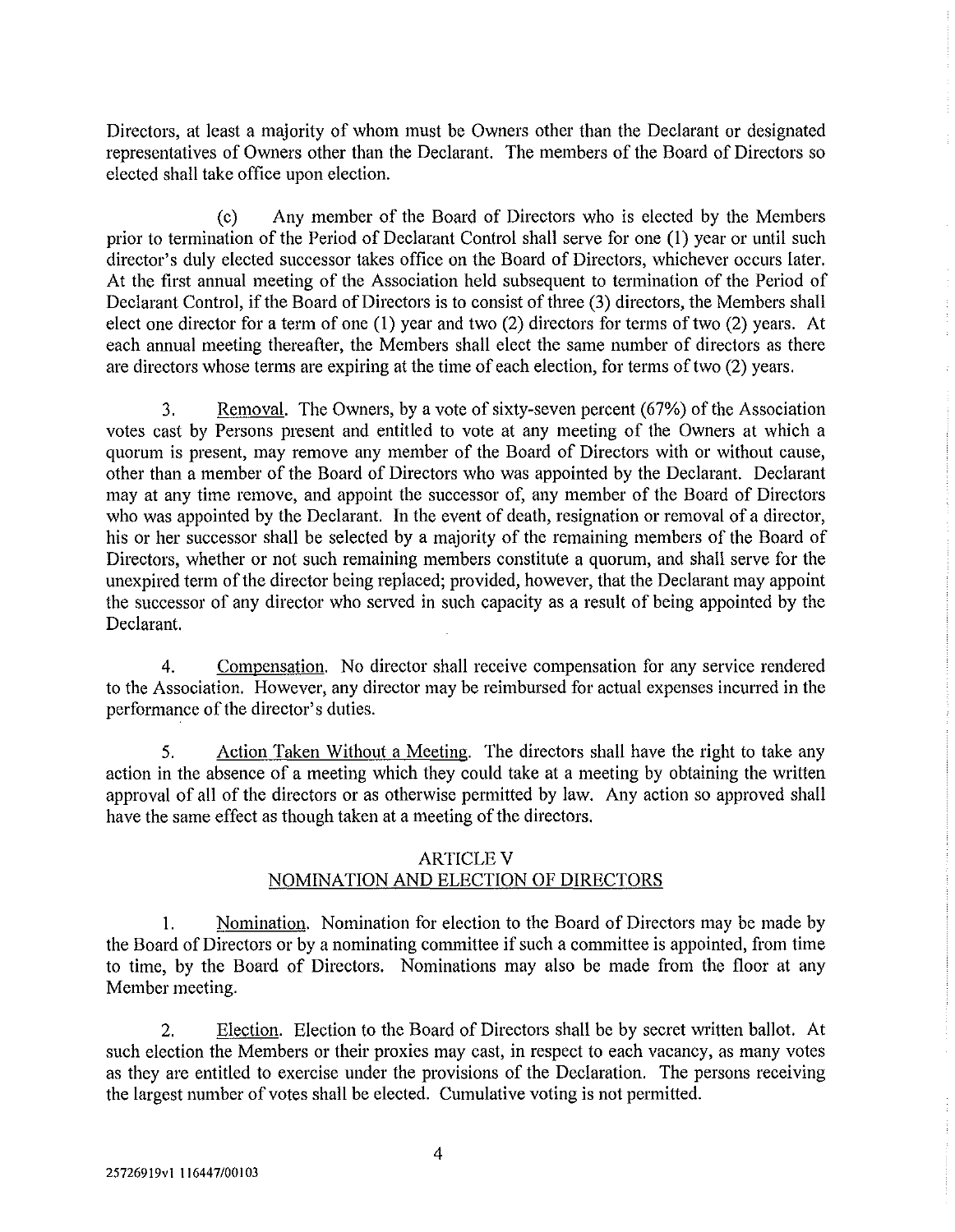Directors, at least a majority of whom must be Owners other than the Declarant or designated representatives of Owners other than the Declarant. The members of the Board of Directors so elected shall take office upon election.

(c) Any member of the Board of Directors who is elected by the Members prior to termination of the Period of Declarant Control shall serve for one (1) year or until such director's duly elected successor takes office on the Board of Directors, whichever occurs later. At the first annual meeting of the Association held subsequent to termination of the Period of Declarant Control, if the Board of Directors is to consist of three (3) directors, the Members shall elect one director for a term of one (1) year and two (2) directors for terms of two (2) years. At each annual meeting thereafter, the Members shall elect the same number of directors as there are directors whose terms are expiring at the time of each election, for terms of two (2) years.

3. Removal. The Owners, by a vote of sixty-seven percent (67%) of the Association votes cast by Persons present and entitled to vote at any meeting of the Owners at which a quorum is present, may remove any member of the Board of Directors with or without cause, other than a member of the Board of Directors who was appointed by the Declarant. Declarant may at any time remove, and appoint the successor of, any member of the Board of Directors who was appointed by the Declarant. In the event of death, resignation or removal of a director, his or her successor shall be selected by a majority of the remaining members of the Board of Directors, whether or not such remaining members constitute a quorum, and shall serve for the unexpired term of the director being replaced; provided, however, that the Declarant may appoint the successor of any director who served in such capacity as a result of being appointed by the Declarant.

4. Compensation. No director shall receive compensation for any service rendered to the Association. However, any director may be reimbursed for actual expenses incurred in the performance of the director's duties.

5. Action Taken Without a Meeting. The directors shall have the right to take any action in the absence of a meeting which they could take at a meeting by obtaining the written approval of all of the directors or as otherwise permitted by law. Any action so approved shall have the same effect as though taken at a meeting of the directors.

## ARTICLE V
## NOMINATION AND ELECTION OF DIRECTORS

1. Nomination. Nomination for election to the Board of Directors may be made by the Board of Directors or by a nominating committee if such a committee is appointed, from time to time, by the Board of Directors. Nominations may also be made from the floor at any Member meeting.

2. Election. Election to the Board of Directors shall be by secret written ballot. At such election the Members or their proxies may cast, in respect to each vacancy, as many votes as they are entitled to exercise under the provisions of the Declaration. The persons receiving the largest number of votes shall be elected. Cumulative voting is not permitted.

25726919v1 116447/00103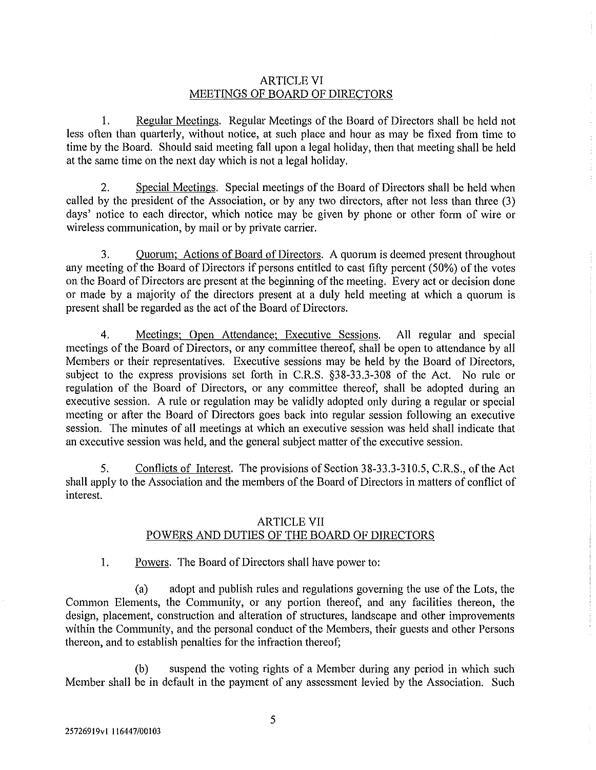## ARTICLE VI
## MEETINGS OF BOARD OF DIRECTORS

1. Regular Meetings. Regular Meetings of the Board of Directors shall be held not less often than quarterly, without notice, at such place and hour as may be fixed from time to time by the Board. Should said meeting fall upon a legal holiday, then that meeting shall be held at the same time on the next day which is not a legal holiday.

2. Special Meetings. Special meetings of the Board of Directors shall be held when called by the president of the Association, or by any two directors, after not less than three (3) days' notice to each director, which notice may be given by phone or other form of wire or wireless communication, by mail or by private carrier.

3. Quorum; Actions of Board of Directors. A quorum is deemed present throughout any meeting of the Board of Directors if persons entitled to cast fifty percent (50%) of the votes on the Board of Directors are present at the beginning of the meeting. Every act or decision done or made by a majority of the directors present at a duly held meeting at which a quorum is present shall be regarded as the act of the Board of Directors.

4. Meetings; Open Attendance; Executive Sessions. All regular and special meetings of the Board of Directors, or any committee thereof, shall be open to attendance by all Members or their representatives. Executive sessions may be held by the Board of Directors, subject to the express provisions set forth in C.R.S. §38-33.3-308 of the Act. No rule or regulation of the Board of Directors, or any committee thereof, shall be adopted during an executive session. A rule or regulation may be validly adopted only during a regular or special meeting or after the Board of Directors goes back into regular session following an executive session. The minutes of all meetings at which an executive session was held shall indicate that an executive session was held, and the general subject matter of the executive session.

5. Conflicts of Interest. The provisions of Section 38-33.3-310.5, C.R.S., of the Act shall apply to the Association and the members of the Board of Directors in matters of conflict of interest.

## ARTICLE VII
## POWERS AND DUTIES OF THE BOARD OF DIRECTORS

1. Powers. The Board of Directors shall have power to:

(a) adopt and publish rules and regulations governing the use of the Lots, the Common Elements, the Community, or any portion thereof, and any facilities thereon, the design, placement, construction and alteration of structures, landscape and other improvements within the Community, and the personal conduct of the Members, their guests and other Persons thereon, and to establish penalties for the infraction thereof;

(b) suspend the voting rights of a Member during any period in which such Member shall be in default in the payment of any assessment levied by the Association. Such

25726919v1 116447/00103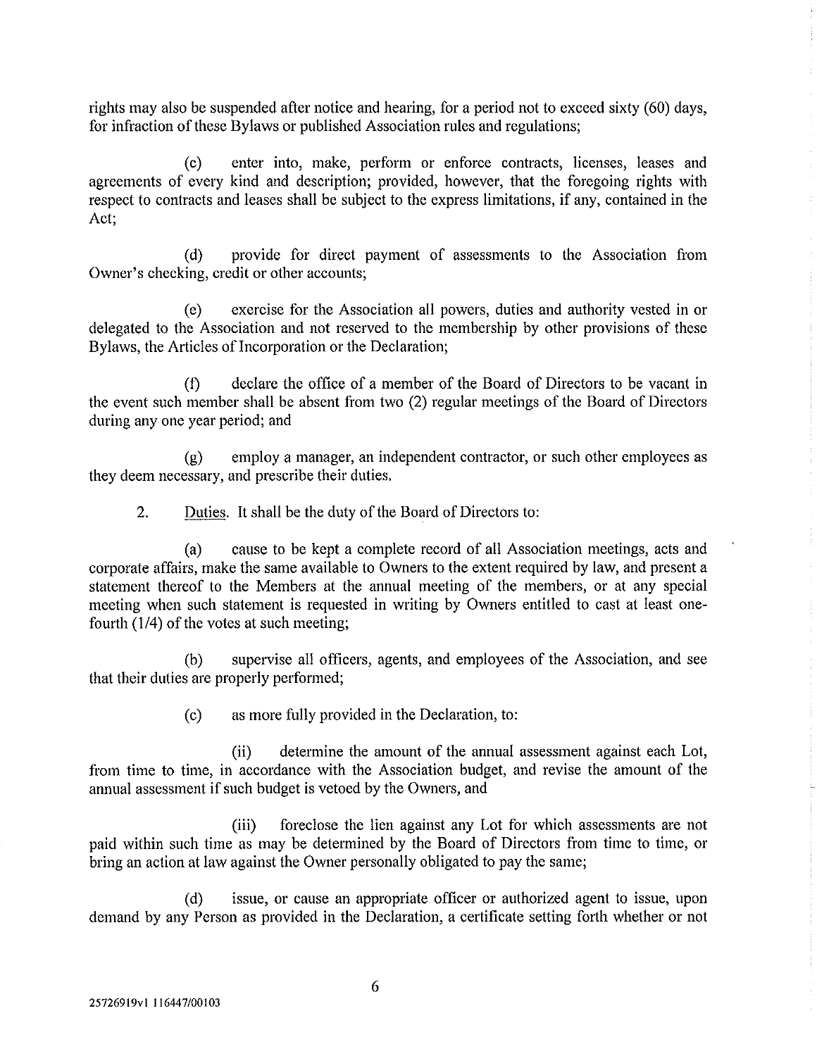rights may also be suspended after notice and hearing, for a period not to exceed sixty (60) days, for infraction of these Bylaws or published Association rules and regulations;

(c) enter into, make, perform or enforce contracts, licenses, leases and agreements of every kind and description; provided, however, that the foregoing rights with respect to contracts and leases shall be subject to the express limitations, if any, contained in the Act;

(d) provide for direct payment of assessments to the Association from Owner's checking, credit or other accounts;

(e) exercise for the Association all powers, duties and authority vested in or delegated to the Association and not reserved to the membership by other provisions of these Bylaws, the Articles of Incorporation or the Declaration;

(f) declare the office of a member of the Board of Directors to be vacant in the event such member shall be absent from two (2) regular meetings of the Board of Directors during any one year period; and

(g) employ a manager, an independent contractor, or such other employees as they deem necessary, and prescribe their duties.

2. Duties. It shall be the duty of the Board of Directors to:

(a) cause to be kept a complete record of all Association meetings, acts and corporate affairs, make the same available to Owners to the extent required by law, and present a statement thereof to the Members at the annual meeting of the members, or at any special meeting when such statement is requested in writing by Owners entitled to cast at least one-fourth (1/4) of the votes at such meeting;

(b) supervise all officers, agents, and employees of the Association, and see that their duties are properly performed;

(c) as more fully provided in the Declaration, to:

(ii) determine the amount of the annual assessment against each Lot, from time to time, in accordance with the Association budget, and revise the amount of the annual assessment if such budget is vetoed by the Owners, and

(iii) foreclose the lien against any Lot for which assessments are not paid within such time as may be determined by the Board of Directors from time to time, or bring an action at law against the Owner personally obligated to pay the same;

(d) issue, or cause an appropriate officer or authorized agent to issue, upon demand by any Person as provided in the Declaration, a certificate setting forth whether or not

25726919v1 116447/00103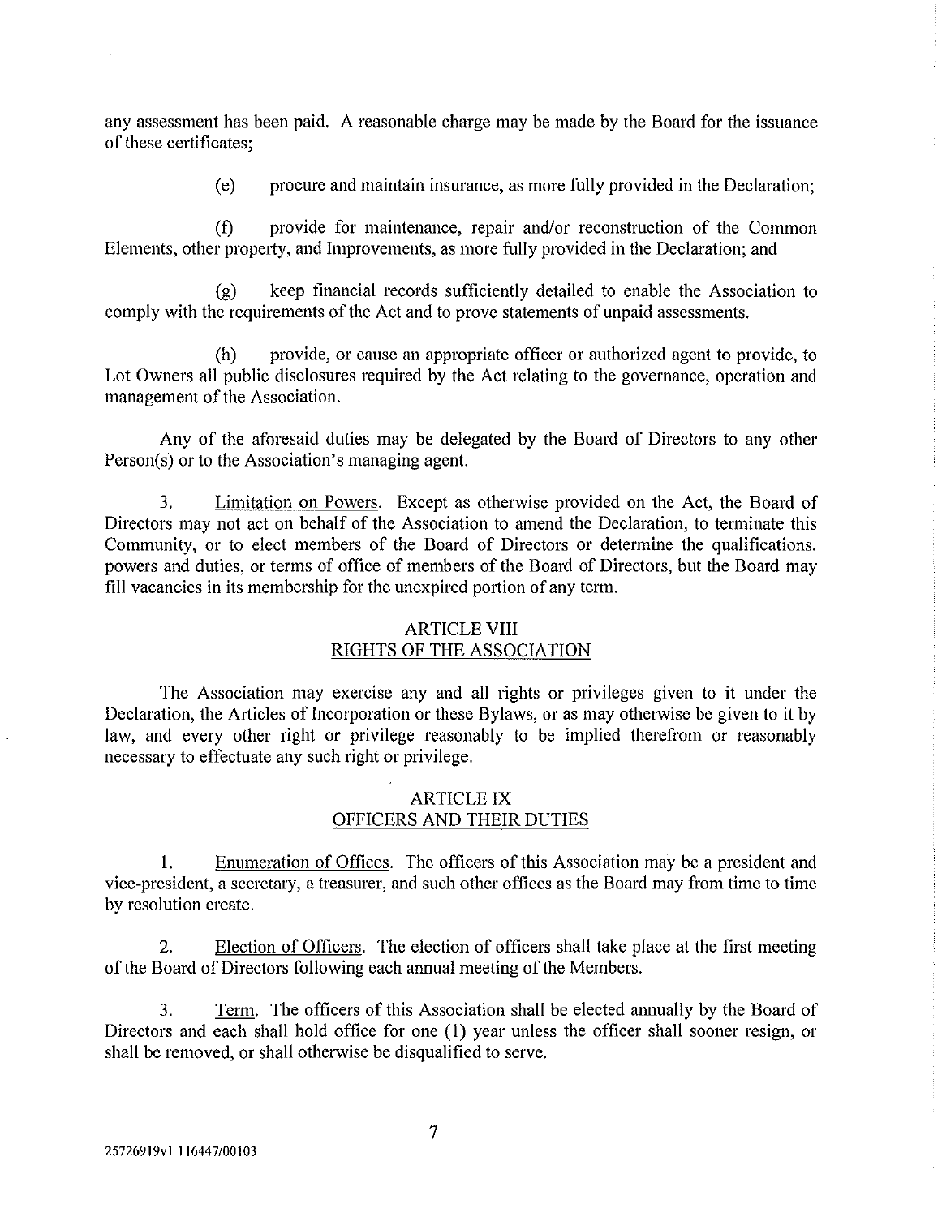any assessment has been paid. A reasonable charge may be made by the Board for the issuance of these certificates;

(e) procure and maintain insurance, as more fully provided in the Declaration;

(f) provide for maintenance, repair and/or reconstruction of the Common Elements, other property, and Improvements, as more fully provided in the Declaration; and

(g) keep financial records sufficiently detailed to enable the Association to comply with the requirements of the Act and to prove statements of unpaid assessments.

(h) provide, or cause an appropriate officer or authorized agent to provide, to Lot Owners all public disclosures required by the Act relating to the governance, operation and management of the Association.

Any of the aforesaid duties may be delegated by the Board of Directors to any other Person(s) or to the Association's managing agent.

3. Limitation on Powers. Except as otherwise provided on the Act, the Board of Directors may not act on behalf of the Association to amend the Declaration, to terminate this Community, or to elect members of the Board of Directors or determine the qualifications, powers and duties, or terms of office of members of the Board of Directors, but the Board may fill vacancies in its membership for the unexpired portion of any term.

## ARTICLE VIII
## RIGHTS OF THE ASSOCIATION

The Association may exercise any and all rights or privileges given to it under the Declaration, the Articles of Incorporation or these Bylaws, or as may otherwise be given to it by law, and every other right or privilege reasonably to be implied therefrom or reasonably necessary to effectuate any such right or privilege.

## ARTICLE IX
## OFFICERS AND THEIR DUTIES

1. Enumeration of Offices. The officers of this Association may be a president and vice-president, a secretary, a treasurer, and such other offices as the Board may from time to time by resolution create.

2. Election of Officers. The election of officers shall take place at the first meeting of the Board of Directors following each annual meeting of the Members.

3. Term. The officers of this Association shall be elected annually by the Board of Directors and each shall hold office for one (1) year unless the officer shall sooner resign, or shall be removed, or shall otherwise be disqualified to serve.

25726919v1 116447/00103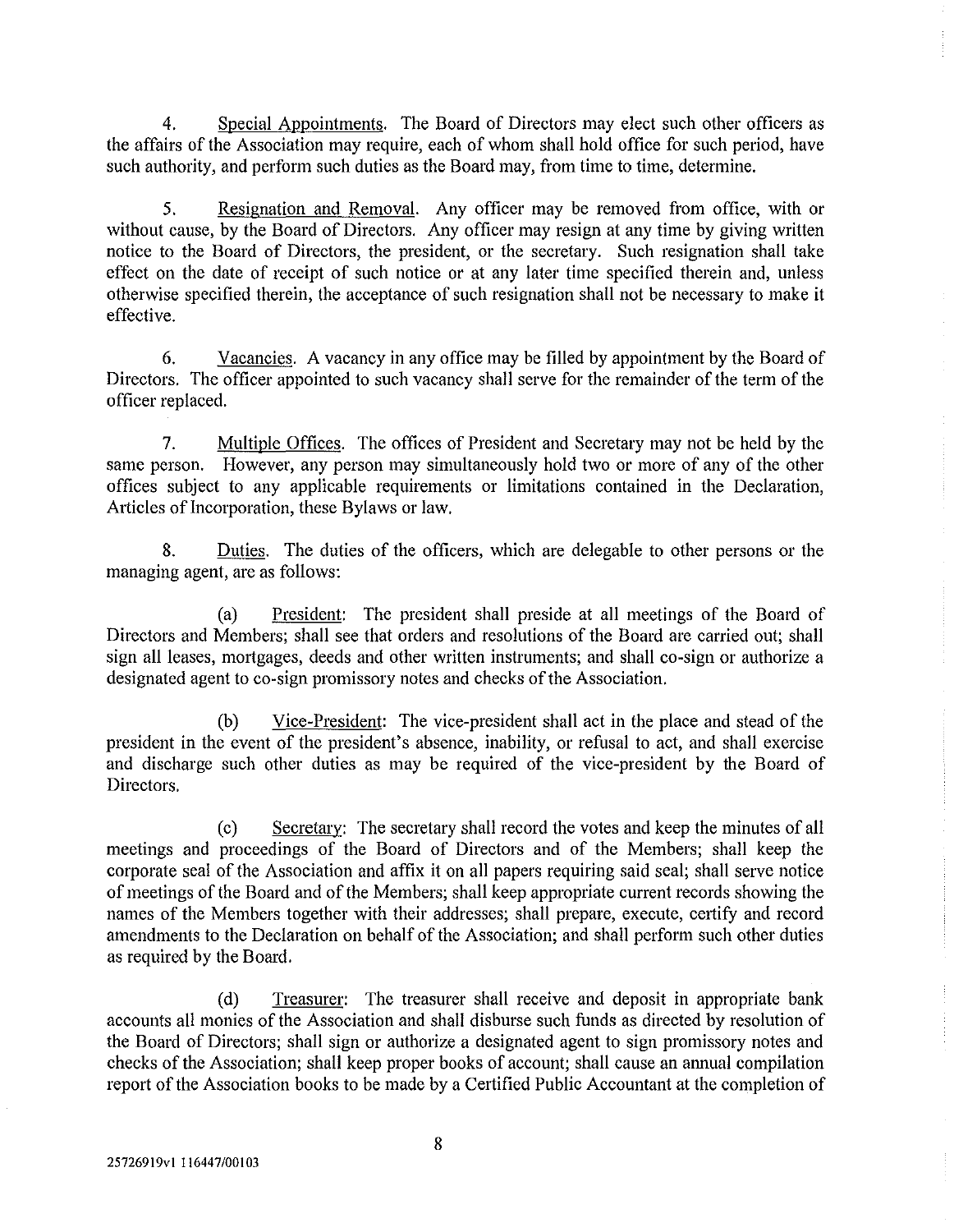4. Special Appointments. The Board of Directors may elect such other officers as the affairs of the Association may require, each of whom shall hold office for such period, have such authority, and perform such duties as the Board may, from time to time, determine.

5. Resignation and Removal. Any officer may be removed from office, with or without cause, by the Board of Directors. Any officer may resign at any time by giving written notice to the Board of Directors, the president, or the secretary. Such resignation shall take effect on the date of receipt of such notice or at any later time specified therein and, unless otherwise specified therein, the acceptance of such resignation shall not be necessary to make it effective.

6. Vacancies. A vacancy in any office may be filled by appointment by the Board of Directors. The officer appointed to such vacancy shall serve for the remainder of the term of the officer replaced.

7. Multiple Offices. The offices of President and Secretary may not be held by the same person. However, any person may simultaneously hold two or more of any of the other offices subject to any applicable requirements or limitations contained in the Declaration, Articles of Incorporation, these Bylaws or law.

8. Duties. The duties of the officers, which are delegable to other persons or the managing agent, are as follows:

(a) President: The president shall preside at all meetings of the Board of Directors and Members; shall see that orders and resolutions of the Board are carried out; shall sign all leases, mortgages, deeds and other written instruments; and shall co-sign or authorize a designated agent to co-sign promissory notes and checks of the Association.

(b) Vice-President: The vice-president shall act in the place and stead of the president in the event of the president's absence, inability, or refusal to act, and shall exercise and discharge such other duties as may be required of the vice-president by the Board of Directors.

(c) Secretary: The secretary shall record the votes and keep the minutes of all meetings and proceedings of the Board of Directors and of the Members; shall keep the corporate seal of the Association and affix it on all papers requiring said seal; shall serve notice of meetings of the Board and of the Members; shall keep appropriate current records showing the names of the Members together with their addresses; shall prepare, execute, certify and record amendments to the Declaration on behalf of the Association; and shall perform such other duties as required by the Board.

(d) Treasurer: The treasurer shall receive and deposit in appropriate bank accounts all monies of the Association and shall disburse such funds as directed by resolution of the Board of Directors; shall sign or authorize a designated agent to sign promissory notes and checks of the Association; shall keep proper books of account; shall cause an annual compilation report of the Association books to be made by a Certified Public Accountant at the completion of

25726919v1 116447/00103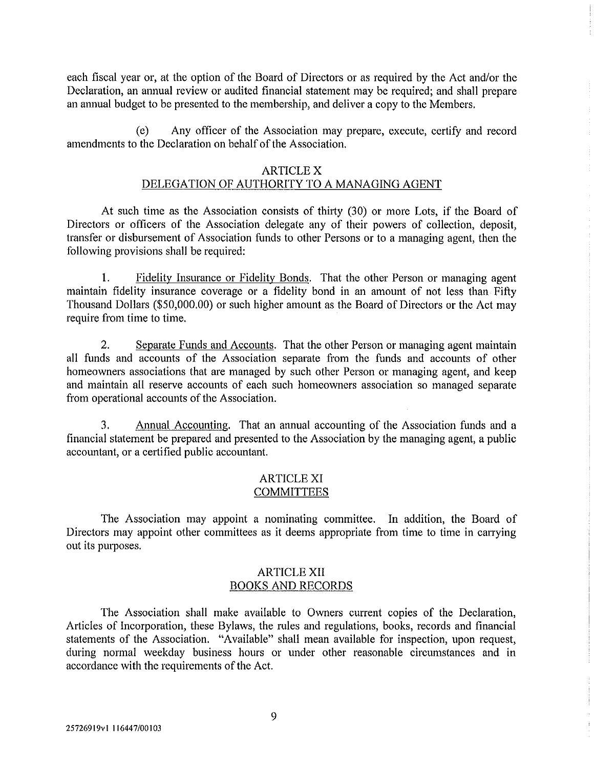each fiscal year or, at the option of the Board of Directors or as required by the Act and/or the Declaration, an annual review or audited financial statement may be required; and shall prepare an annual budget to be presented to the membership, and deliver a copy to the Members.

(e) Any officer of the Association may prepare, execute, certify and record amendments to the Declaration on behalf of the Association.

## ARTICLE X
## DELEGATION OF AUTHORITY TO A MANAGING AGENT

At such time as the Association consists of thirty (30) or more Lots, if the Board of Directors or officers of the Association delegate any of their powers of collection, deposit, transfer or disbursement of Association funds to other Persons or to a managing agent, then the following provisions shall be required:

1. Fidelity Insurance or Fidelity Bonds. That the other Person or managing agent maintain fidelity insurance coverage or a fidelity bond in an amount of not less than Fifty Thousand Dollars ($50,000.00) or such higher amount as the Board of Directors or the Act may require from time to time.

2. Separate Funds and Accounts. That the other Person or managing agent maintain all funds and accounts of the Association separate from the funds and accounts of other homeowners associations that are managed by such other Person or managing agent, and keep and maintain all reserve accounts of each such homeowners association so managed separate from operational accounts of the Association.

3. Annual Accounting. That an annual accounting of the Association funds and a financial statement be prepared and presented to the Association by the managing agent, a public accountant, or a certified public accountant.

## ARTICLE XI
## COMMITTEES

The Association may appoint a nominating committee. In addition, the Board of Directors may appoint other committees as it deems appropriate from time to time in carrying out its purposes.

## ARTICLE XII
## BOOKS AND RECORDS

The Association shall make available to Owners current copies of the Declaration, Articles of Incorporation, these Bylaws, the rules and regulations, books, records and financial statements of the Association. "Available" shall mean available for inspection, upon request, during normal weekday business hours or under other reasonable circumstances and in accordance with the requirements of the Act.

25726919v1 116447/00103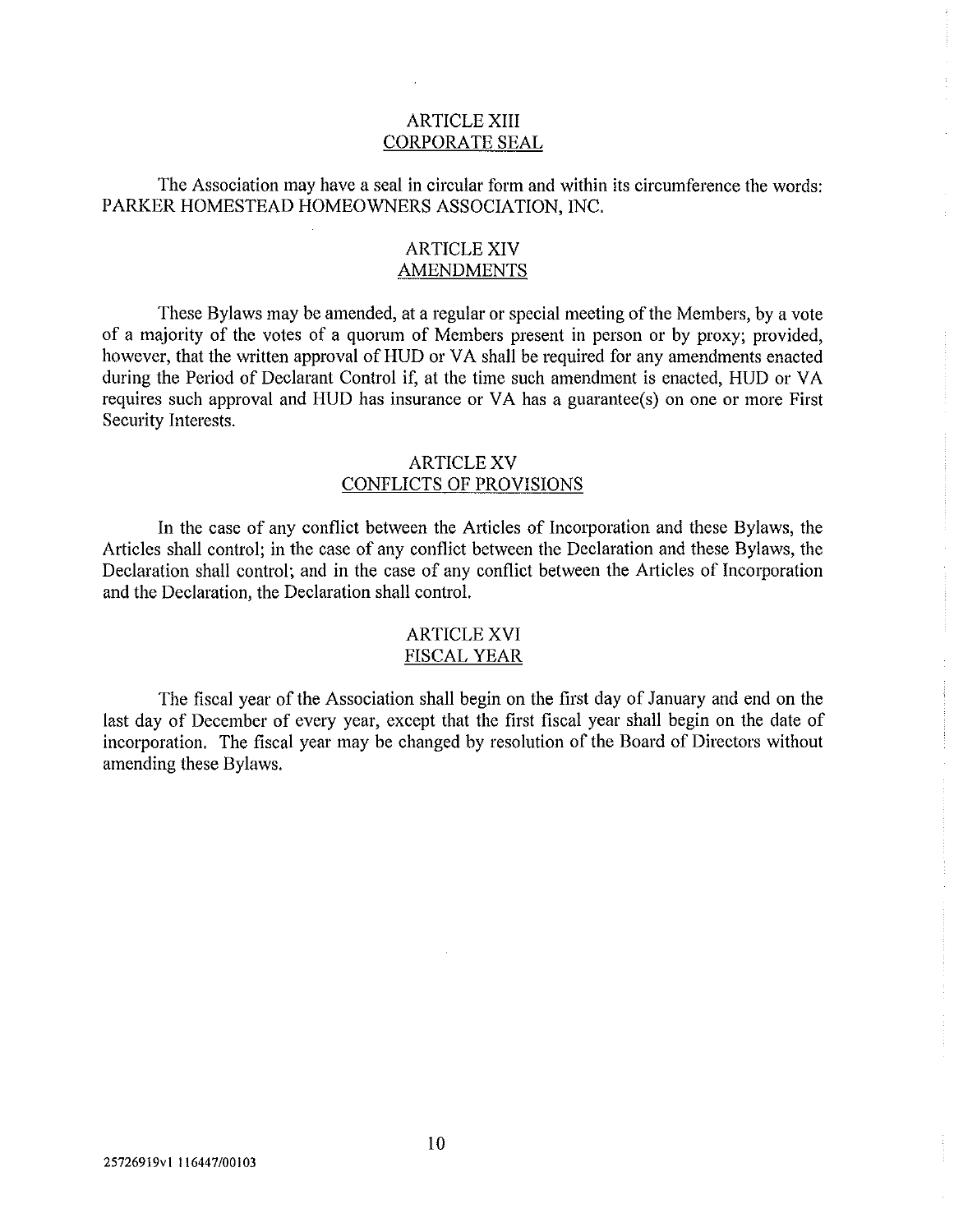## ARTICLE XIII
## CORPORATE SEAL

The Association may have a seal in circular form and within its circumference the words: PARKER HOMESTEAD HOMEOWNERS ASSOCIATION, INC.

## ARTICLE XIV
## AMENDMENTS

These Bylaws may be amended, at a regular or special meeting of the Members, by a vote of a majority of the votes of a quorum of Members present in person or by proxy; provided, however, that the written approval of HUD or VA shall be required for any amendments enacted during the Period of Declarant Control if, at the time such amendment is enacted, HUD or VA requires such approval and HUD has insurance or VA has a guarantee(s) on one or more First Security Interests.

## ARTICLE XV
## CONFLICTS OF PROVISIONS

In the case of any conflict between the Articles of Incorporation and these Bylaws, the Articles shall control; in the case of any conflict between the Declaration and these Bylaws, the Declaration shall control; and in the case of any conflict between the Articles of Incorporation and the Declaration, the Declaration shall control.

## ARTICLE XVI
## FISCAL YEAR

The fiscal year of the Association shall begin on the first day of January and end on the last day of December of every year, except that the first fiscal year shall begin on the date of incorporation. The fiscal year may be changed by resolution of the Board of Directors without amending these Bylaws.

25726919v1 116447/00103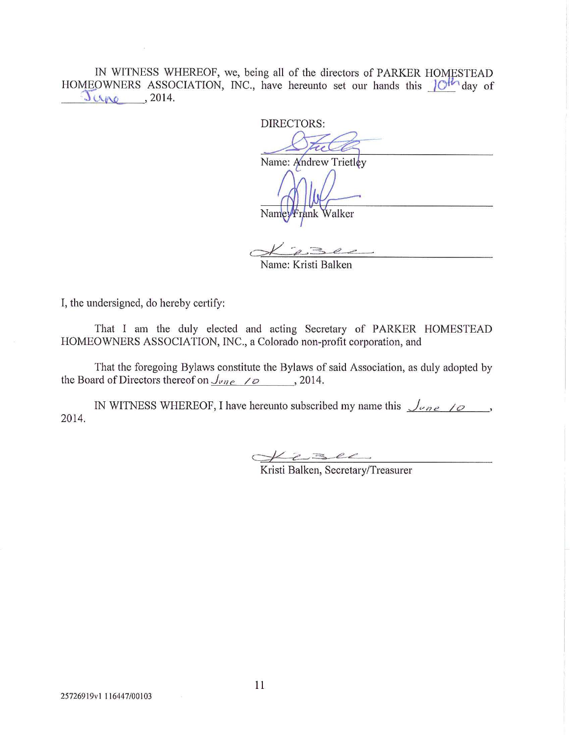IN WITNESS WHEREOF, we, being all of the directors of PARKER HOMESTEAD HOMEOWNERS ASSOCIATION, INC., have hereunto set our hands this 10th day of June, 2014.

DIRECTORS:

_______________________________
Name: Andrew Trietley

_______________________________
Name: Frank Walker

_______________________________
Name: Kristi Balken

I, the undersigned, do hereby certify:

That I am the duly elected and acting Secretary of PARKER HOMESTEAD HOMEOWNERS ASSOCIATION, INC., a Colorado non-profit corporation, and

That the foregoing Bylaws constitute the Bylaws of said Association, as duly adopted by the Board of Directors thereof on June 10, 2014.

IN WITNESS WHEREOF, I have hereunto subscribed my name this June 10, 2014.

_______________________________
Kristi Balken, Secretary/Treasurer

25726919v1 116447/00103